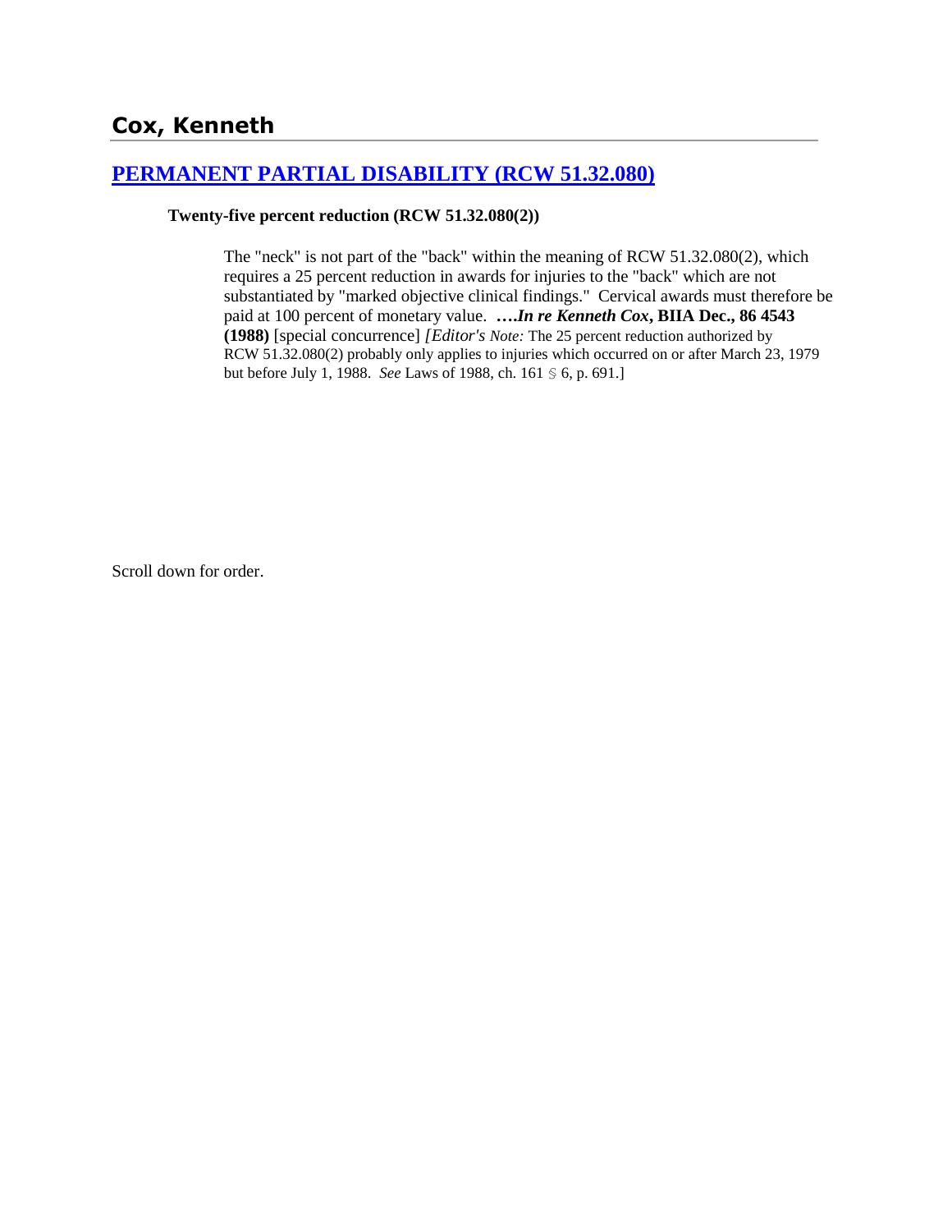## Cox, Kenneth

### [PERMANENT PARTIAL DISABILITY (RCW 51.32.080)]

**Twenty-five percent reduction (RCW 51.32.080(2))**

> The "neck" is not part of the "back" within the meaning of RCW 51.32.080(2), which requires a 25 percent reduction in awards for injuries to the "back" which are not substantiated by "marked objective clinical findings." Cervical awards must therefore be paid at 100 percent of monetary value. **….*In re Kenneth Cox*, BIIA Dec., 86 4543 (1988)** [special concurrence] *[Editor's Note:* The 25 percent reduction authorized by RCW 51.32.080(2) probably only applies to injuries which occurred on or after March 23, 1979 but before July 1, 1988. *See* Laws of 1988, ch. 161 § 6, p. 691.]

Scroll down for order.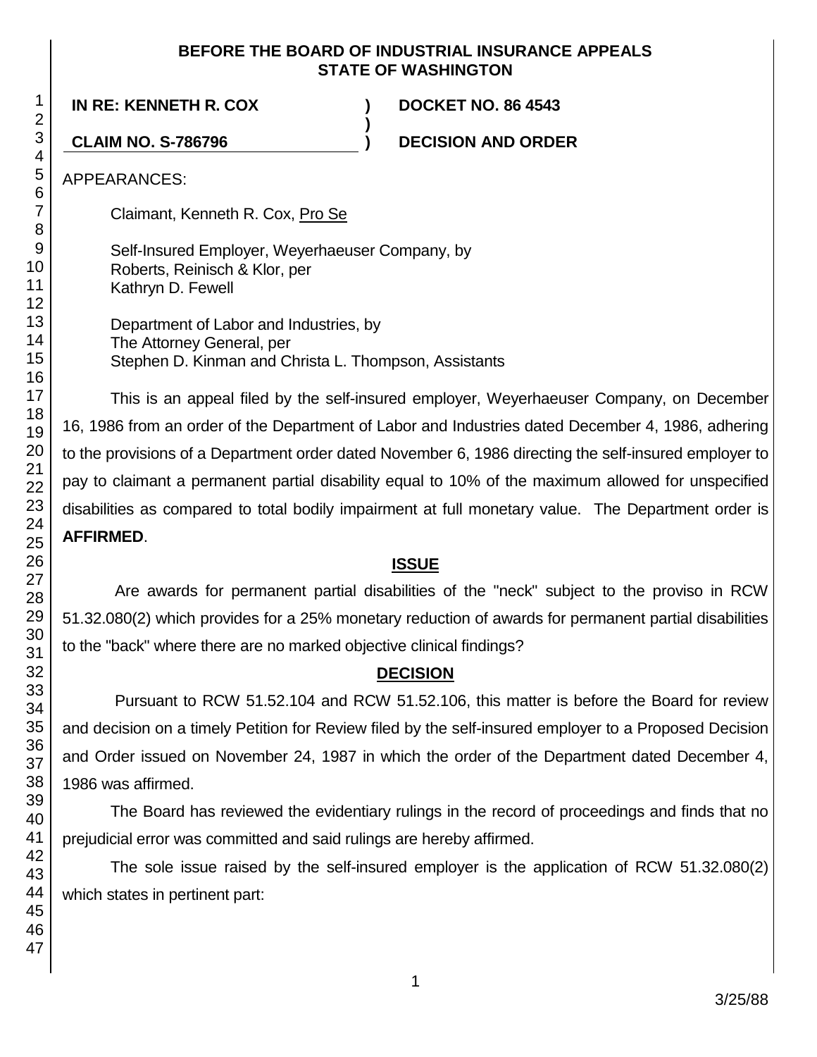**BEFORE THE BOARD OF INDUSTRIAL INSURANCE APPEALS STATE OF WASHINGTON**

| | | |
|---|---|---|
| **IN RE: KENNETH R. COX** | **)** | **DOCKET NO. 86 4543** |
| | **)** | |
| **CLAIM NO. S-786796** | **)** | **DECISION AND ORDER** |

APPEARANCES:

Claimant, Kenneth R. Cox, Pro Se

Self-Insured Employer, Weyerhaeuser Company, by
Roberts, Reinisch & Klor, per
Kathryn D. Fewell

Department of Labor and Industries, by
The Attorney General, per
Stephen D. Kinman and Christa L. Thompson, Assistants

This is an appeal filed by the self-insured employer, Weyerhaeuser Company, on December 16, 1986 from an order of the Department of Labor and Industries dated December 4, 1986, adhering to the provisions of a Department order dated November 6, 1986 directing the self-insured employer to pay to claimant a permanent partial disability equal to 10% of the maximum allowed for unspecified disabilities as compared to total bodily impairment at full monetary value. The Department order is **AFFIRMED**.

## ISSUE

Are awards for permanent partial disabilities of the "neck" subject to the proviso in RCW 51.32.080(2) which provides for a 25% monetary reduction of awards for permanent partial disabilities to the "back" where there are no marked objective clinical findings?

## DECISION

Pursuant to RCW 51.52.104 and RCW 51.52.106, this matter is before the Board for review and decision on a timely Petition for Review filed by the self-insured employer to a Proposed Decision and Order issued on November 24, 1987 in which the order of the Department dated December 4, 1986 was affirmed.

The Board has reviewed the evidentiary rulings in the record of proceedings and finds that no prejudicial error was committed and said rulings are hereby affirmed.

The sole issue raised by the self-insured employer is the application of RCW 51.32.080(2) which states in pertinent part: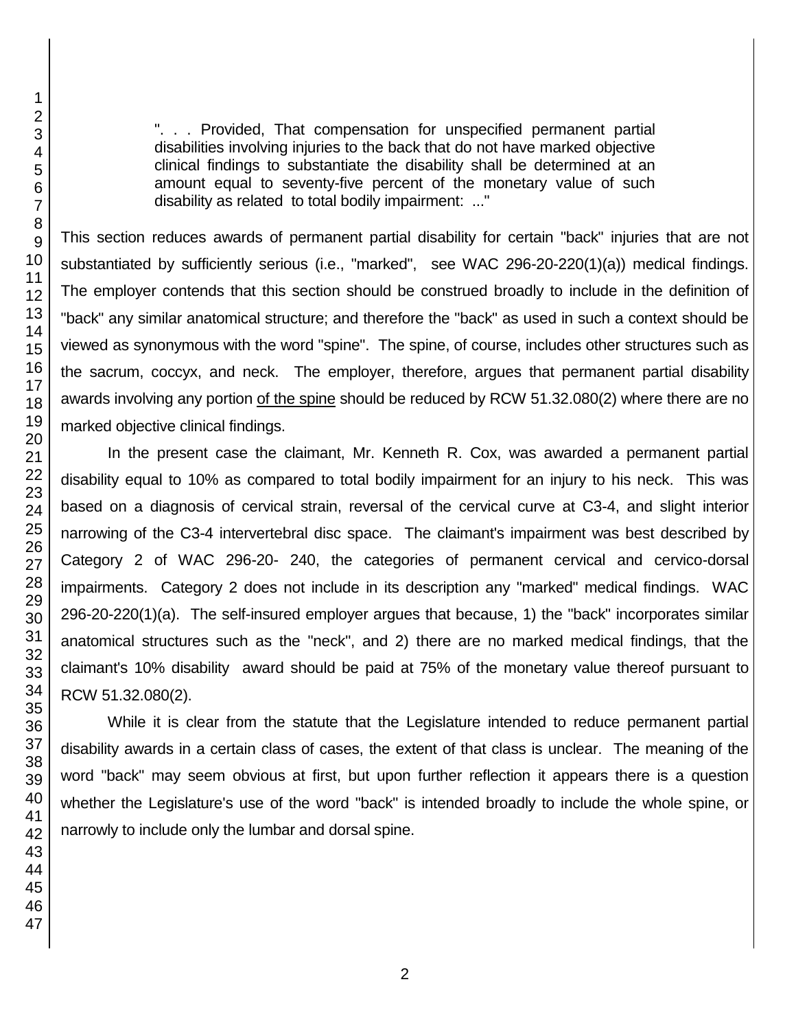> ". . . Provided, That compensation for unspecified permanent partial disabilities involving injuries to the back that do not have marked objective clinical findings to substantiate the disability shall be determined at an amount equal to seventy-five percent of the monetary value of such disability as related to total bodily impairment: ..."

This section reduces awards of permanent partial disability for certain "back" injuries that are not substantiated by sufficiently serious (i.e., "marked", see WAC 296-20-220(1)(a)) medical findings. The employer contends that this section should be construed broadly to include in the definition of "back" any similar anatomical structure; and therefore the "back" as used in such a context should be viewed as synonymous with the word "spine". The spine, of course, includes other structures such as the sacrum, coccyx, and neck. The employer, therefore, argues that permanent partial disability awards involving any portion of the spine should be reduced by RCW 51.32.080(2) where there are no marked objective clinical findings.

In the present case the claimant, Mr. Kenneth R. Cox, was awarded a permanent partial disability equal to 10% as compared to total bodily impairment for an injury to his neck. This was based on a diagnosis of cervical strain, reversal of the cervical curve at C3-4, and slight interior narrowing of the C3-4 intervertebral disc space. The claimant's impairment was best described by Category 2 of WAC 296-20- 240, the categories of permanent cervical and cervico-dorsal impairments. Category 2 does not include in its description any "marked" medical findings. WAC 296-20-220(1)(a). The self-insured employer argues that because, 1) the "back" incorporates similar anatomical structures such as the "neck", and 2) there are no marked medical findings, that the claimant's 10% disability award should be paid at 75% of the monetary value thereof pursuant to RCW 51.32.080(2).

While it is clear from the statute that the Legislature intended to reduce permanent partial disability awards in a certain class of cases, the extent of that class is unclear. The meaning of the word "back" may seem obvious at first, but upon further reflection it appears there is a question whether the Legislature's use of the word "back" is intended broadly to include the whole spine, or narrowly to include only the lumbar and dorsal spine.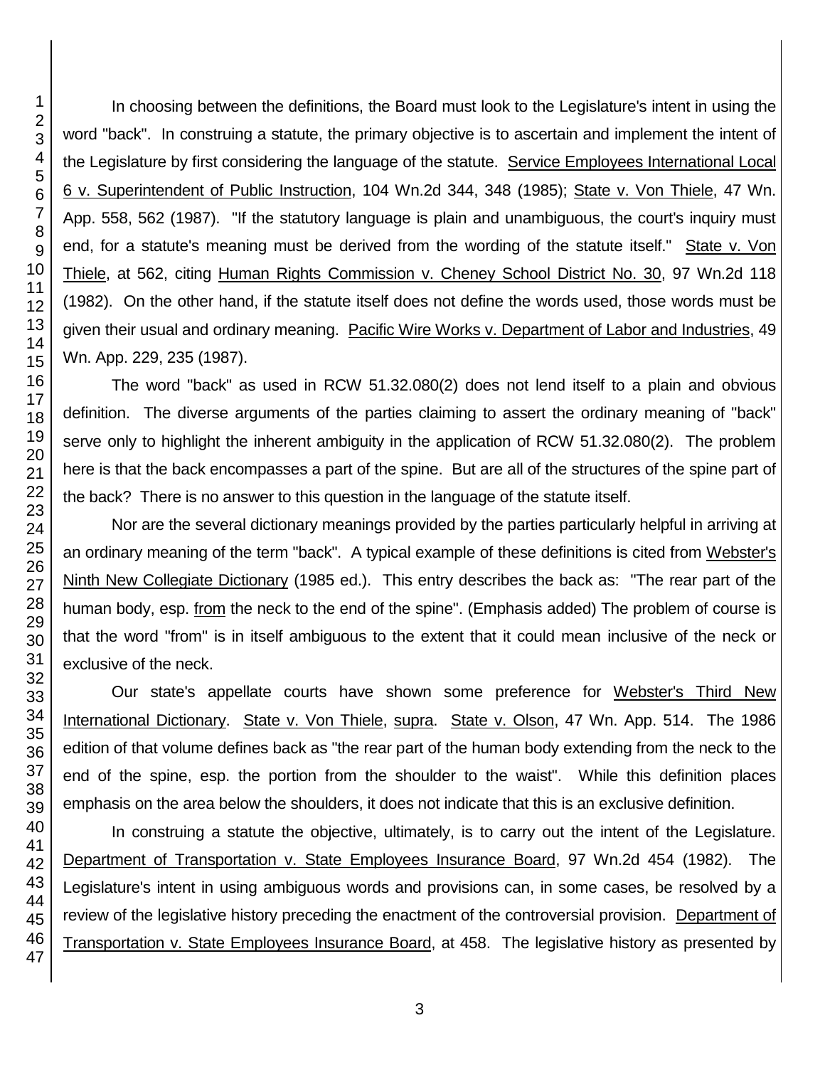In choosing between the definitions, the Board must look to the Legislature's intent in using the word "back". In construing a statute, the primary objective is to ascertain and implement the intent of the Legislature by first considering the language of the statute. Service Employees International Local 6 v. Superintendent of Public Instruction, 104 Wn.2d 344, 348 (1985); State v. Von Thiele, 47 Wn. App. 558, 562 (1987). "If the statutory language is plain and unambiguous, the court's inquiry must end, for a statute's meaning must be derived from the wording of the statute itself." State v. Von Thiele, at 562, citing Human Rights Commission v. Cheney School District No. 30, 97 Wn.2d 118 (1982). On the other hand, if the statute itself does not define the words used, those words must be given their usual and ordinary meaning. Pacific Wire Works v. Department of Labor and Industries, 49 Wn. App. 229, 235 (1987).

The word "back" as used in RCW 51.32.080(2) does not lend itself to a plain and obvious definition. The diverse arguments of the parties claiming to assert the ordinary meaning of "back" serve only to highlight the inherent ambiguity in the application of RCW 51.32.080(2). The problem here is that the back encompasses a part of the spine. But are all of the structures of the spine part of the back? There is no answer to this question in the language of the statute itself.

Nor are the several dictionary meanings provided by the parties particularly helpful in arriving at an ordinary meaning of the term "back". A typical example of these definitions is cited from Webster's Ninth New Collegiate Dictionary (1985 ed.). This entry describes the back as: "The rear part of the human body, esp. from the neck to the end of the spine". (Emphasis added) The problem of course is that the word "from" is in itself ambiguous to the extent that it could mean inclusive of the neck or exclusive of the neck.

Our state's appellate courts have shown some preference for Webster's Third New International Dictionary. State v. Von Thiele, supra. State v. Olson, 47 Wn. App. 514. The 1986 edition of that volume defines back as "the rear part of the human body extending from the neck to the end of the spine, esp. the portion from the shoulder to the waist". While this definition places emphasis on the area below the shoulders, it does not indicate that this is an exclusive definition.

In construing a statute the objective, ultimately, is to carry out the intent of the Legislature. Department of Transportation v. State Employees Insurance Board, 97 Wn.2d 454 (1982). The Legislature's intent in using ambiguous words and provisions can, in some cases, be resolved by a review of the legislative history preceding the enactment of the controversial provision. Department of Transportation v. State Employees Insurance Board, at 458. The legislative history as presented by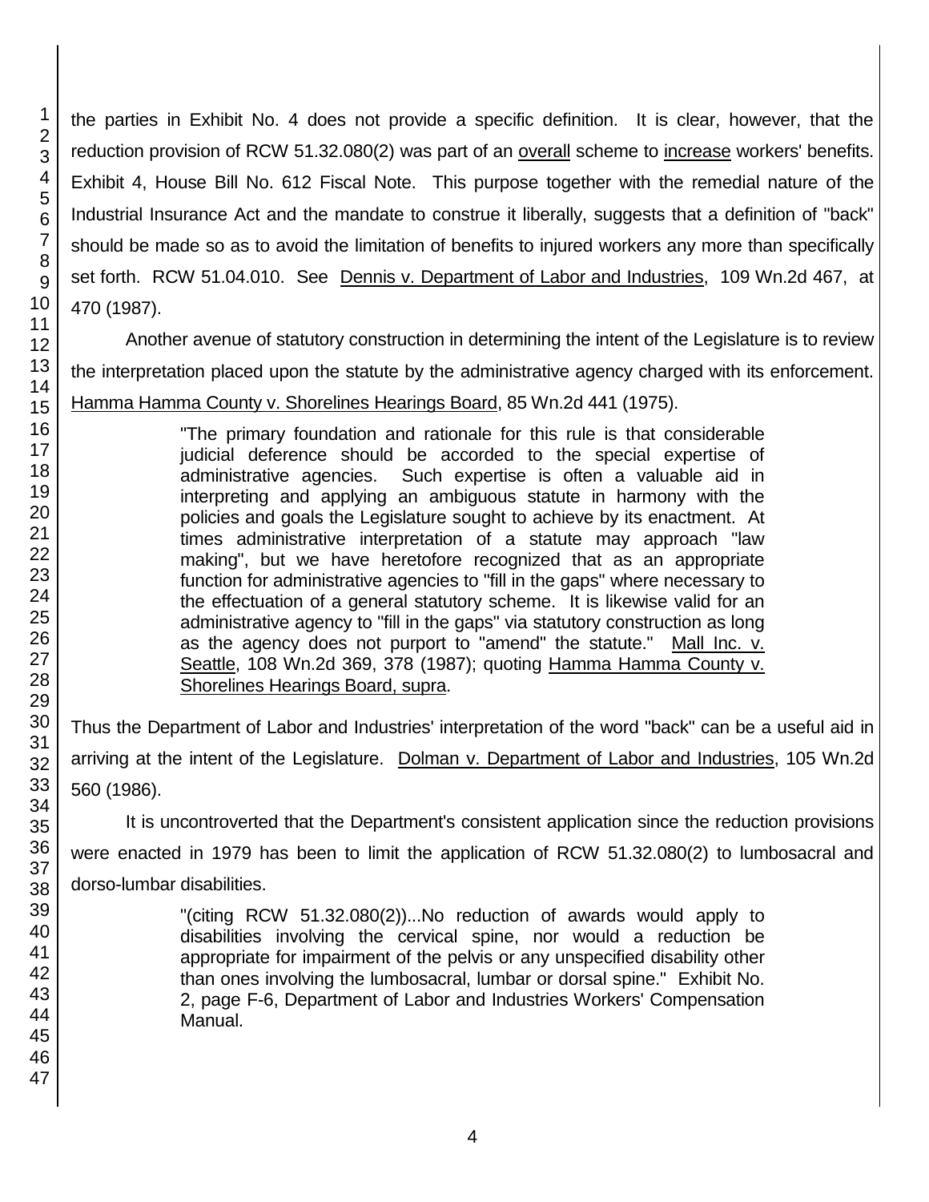the parties in Exhibit No. 4 does not provide a specific definition. It is clear, however, that the reduction provision of RCW 51.32.080(2) was part of an overall scheme to increase workers' benefits. Exhibit 4, House Bill No. 612 Fiscal Note. This purpose together with the remedial nature of the Industrial Insurance Act and the mandate to construe it liberally, suggests that a definition of "back" should be made so as to avoid the limitation of benefits to injured workers any more than specifically set forth. RCW 51.04.010. See Dennis v. Department of Labor and Industries, 109 Wn.2d 467, at 470 (1987).

Another avenue of statutory construction in determining the intent of the Legislature is to review the interpretation placed upon the statute by the administrative agency charged with its enforcement. Hamma Hamma County v. Shorelines Hearings Board, 85 Wn.2d 441 (1975).

> "The primary foundation and rationale for this rule is that considerable judicial deference should be accorded to the special expertise of administrative agencies. Such expertise is often a valuable aid in interpreting and applying an ambiguous statute in harmony with the policies and goals the Legislature sought to achieve by its enactment. At times administrative interpretation of a statute may approach "law making", but we have heretofore recognized that as an appropriate function for administrative agencies to "fill in the gaps" where necessary to the effectuation of a general statutory scheme. It is likewise valid for an administrative agency to "fill in the gaps" via statutory construction as long as the agency does not purport to "amend" the statute." Mall Inc. v. Seattle, 108 Wn.2d 369, 378 (1987); quoting Hamma Hamma County v. Shorelines Hearings Board, supra.

Thus the Department of Labor and Industries' interpretation of the word "back" can be a useful aid in arriving at the intent of the Legislature. Dolman v. Department of Labor and Industries, 105 Wn.2d 560 (1986).

It is uncontroverted that the Department's consistent application since the reduction provisions were enacted in 1979 has been to limit the application of RCW 51.32.080(2) to lumbosacral and dorso-lumbar disabilities.

> "(citing RCW 51.32.080(2))...No reduction of awards would apply to disabilities involving the cervical spine, nor would a reduction be appropriate for impairment of the pelvis or any unspecified disability other than ones involving the lumbosacral, lumbar or dorsal spine." Exhibit No. 2, page F-6, Department of Labor and Industries Workers' Compensation Manual.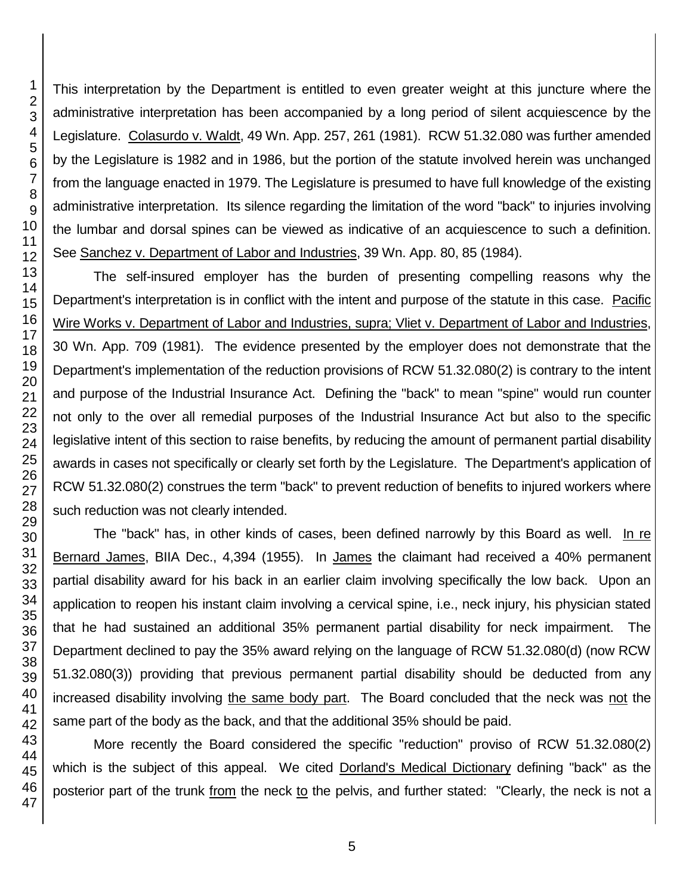This interpretation by the Department is entitled to even greater weight at this juncture where the administrative interpretation has been accompanied by a long period of silent acquiescence by the Legislature. Colasurdo v. Waldt, 49 Wn. App. 257, 261 (1981). RCW 51.32.080 was further amended by the Legislature is 1982 and in 1986, but the portion of the statute involved herein was unchanged from the language enacted in 1979. The Legislature is presumed to have full knowledge of the existing administrative interpretation. Its silence regarding the limitation of the word "back" to injuries involving the lumbar and dorsal spines can be viewed as indicative of an acquiescence to such a definition. See Sanchez v. Department of Labor and Industries, 39 Wn. App. 80, 85 (1984).

The self-insured employer has the burden of presenting compelling reasons why the Department's interpretation is in conflict with the intent and purpose of the statute in this case. Pacific Wire Works v. Department of Labor and Industries, supra; Vliet v. Department of Labor and Industries, 30 Wn. App. 709 (1981). The evidence presented by the employer does not demonstrate that the Department's implementation of the reduction provisions of RCW 51.32.080(2) is contrary to the intent and purpose of the Industrial Insurance Act. Defining the "back" to mean "spine" would run counter not only to the over all remedial purposes of the Industrial Insurance Act but also to the specific legislative intent of this section to raise benefits, by reducing the amount of permanent partial disability awards in cases not specifically or clearly set forth by the Legislature. The Department's application of RCW 51.32.080(2) construes the term "back" to prevent reduction of benefits to injured workers where such reduction was not clearly intended.

The "back" has, in other kinds of cases, been defined narrowly by this Board as well. In re Bernard James, BIIA Dec., 4,394 (1955). In James the claimant had received a 40% permanent partial disability award for his back in an earlier claim involving specifically the low back. Upon an application to reopen his instant claim involving a cervical spine, i.e., neck injury, his physician stated that he had sustained an additional 35% permanent partial disability for neck impairment. The Department declined to pay the 35% award relying on the language of RCW 51.32.080(d) (now RCW 51.32.080(3)) providing that previous permanent partial disability should be deducted from any increased disability involving the same body part. The Board concluded that the neck was not the same part of the body as the back, and that the additional 35% should be paid.

More recently the Board considered the specific "reduction" proviso of RCW 51.32.080(2) which is the subject of this appeal. We cited Dorland's Medical Dictionary defining "back" as the posterior part of the trunk from the neck to the pelvis, and further stated: "Clearly, the neck is not a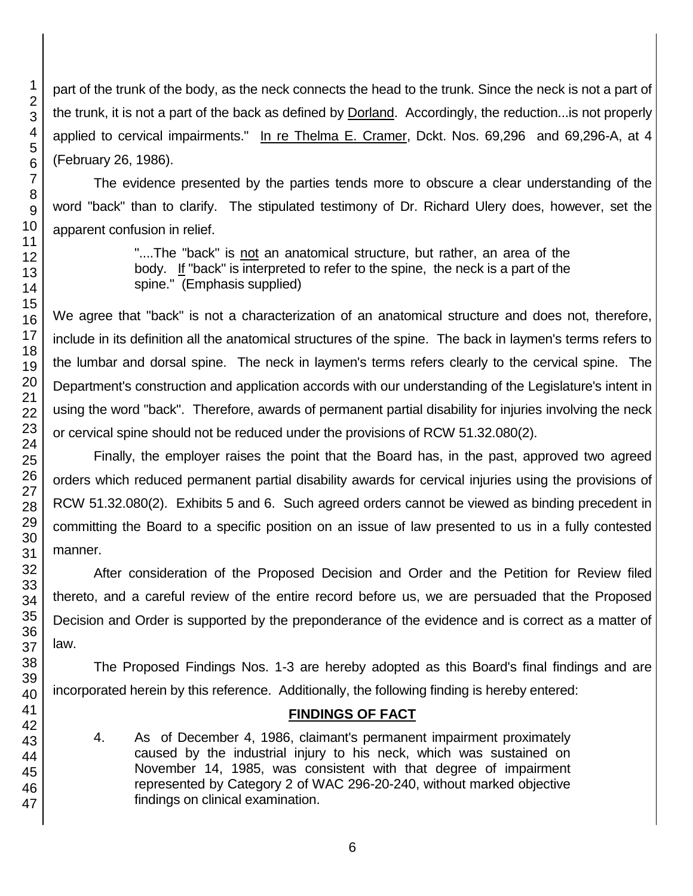part of the trunk of the body, as the neck connects the head to the trunk. Since the neck is not a part of the trunk, it is not a part of the back as defined by Dorland. Accordingly, the reduction...is not properly applied to cervical impairments." In re Thelma E. Cramer, Dckt. Nos. 69,296 and 69,296-A, at 4 (February 26, 1986).

The evidence presented by the parties tends more to obscure a clear understanding of the word "back" than to clarify. The stipulated testimony of Dr. Richard Ulery does, however, set the apparent confusion in relief.

> "....The "back" is not an anatomical structure, but rather, an area of the body. If "back" is interpreted to refer to the spine, the neck is a part of the spine." (Emphasis supplied)

We agree that "back" is not a characterization of an anatomical structure and does not, therefore, include in its definition all the anatomical structures of the spine. The back in laymen's terms refers to the lumbar and dorsal spine. The neck in laymen's terms refers clearly to the cervical spine. The Department's construction and application accords with our understanding of the Legislature's intent in using the word "back". Therefore, awards of permanent partial disability for injuries involving the neck or cervical spine should not be reduced under the provisions of RCW 51.32.080(2).

Finally, the employer raises the point that the Board has, in the past, approved two agreed orders which reduced permanent partial disability awards for cervical injuries using the provisions of RCW 51.32.080(2). Exhibits 5 and 6. Such agreed orders cannot be viewed as binding precedent in committing the Board to a specific position on an issue of law presented to us in a fully contested manner.

After consideration of the Proposed Decision and Order and the Petition for Review filed thereto, and a careful review of the entire record before us, we are persuaded that the Proposed Decision and Order is supported by the preponderance of the evidence and is correct as a matter of law.

The Proposed Findings Nos. 1-3 are hereby adopted as this Board's final findings and are incorporated herein by this reference. Additionally, the following finding is hereby entered:

## FINDINGS OF FACT

4. As of December 4, 1986, claimant's permanent impairment proximately caused by the industrial injury to his neck, which was sustained on November 14, 1985, was consistent with that degree of impairment represented by Category 2 of WAC 296-20-240, without marked objective findings on clinical examination.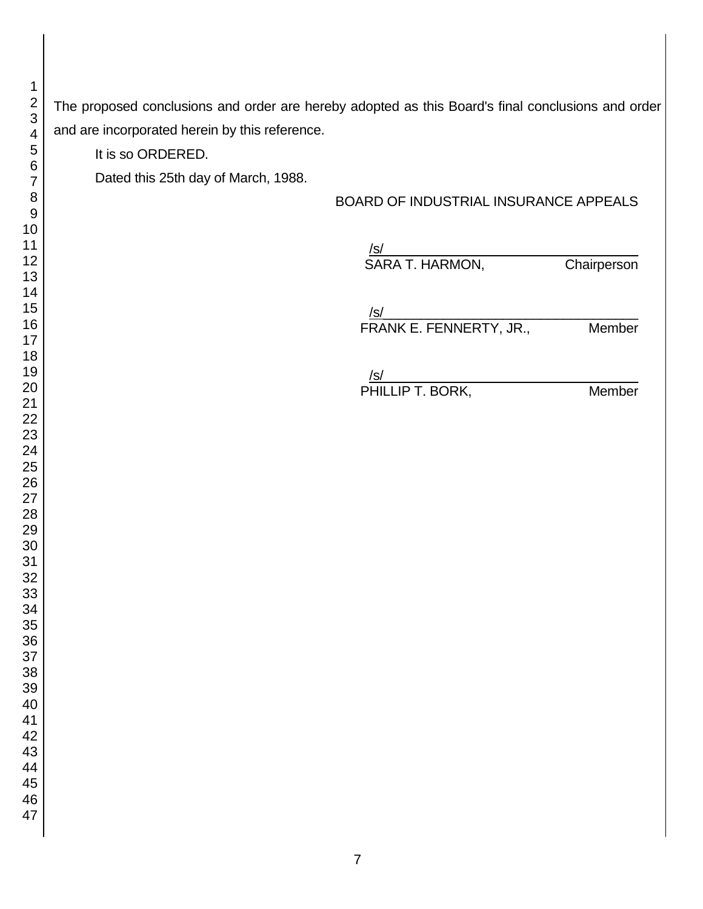The proposed conclusions and order are hereby adopted as this Board's final conclusions and order and are incorporated herein by this reference.

It is so ORDERED.

Dated this 25th day of March, 1988.

BOARD OF INDUSTRIAL INSURANCE APPEALS

/s/
SARA T. HARMON, Chairperson

/s/
FRANK E. FENNERTY, JR., Member

/s/
PHILLIP T. BORK, Member